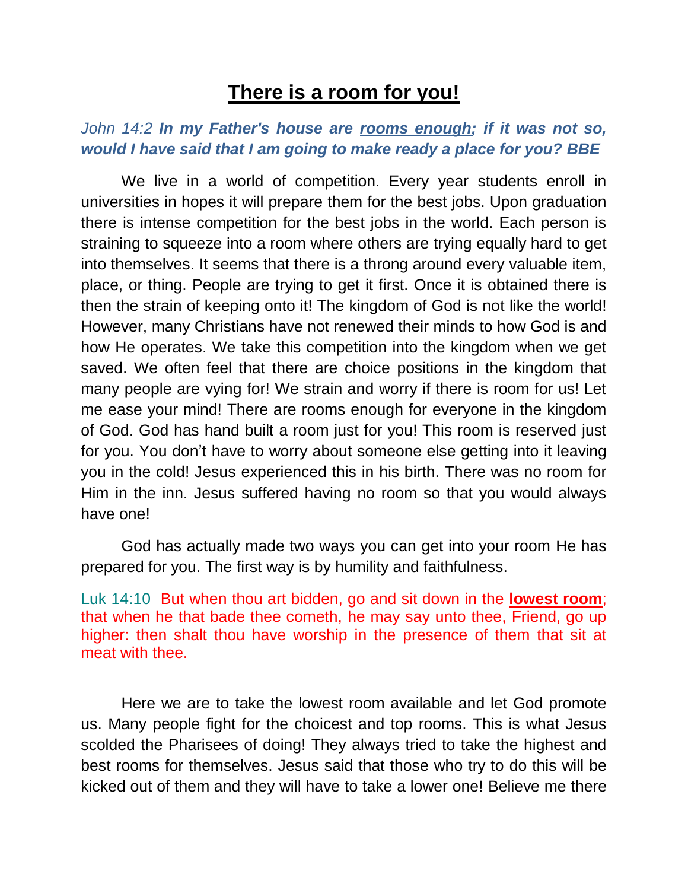# **There is a room for you!**

*John 14:2* ***In my Father's house are rooms enough; if it was not so, would I have said that I am going to make ready a place for you? BBE***

We live in a world of competition. Every year students enroll in universities in hopes it will prepare them for the best jobs. Upon graduation there is intense competition for the best jobs in the world. Each person is straining to squeeze into a room where others are trying equally hard to get into themselves. It seems that there is a throng around every valuable item, place, or thing. People are trying to get it first. Once it is obtained there is then the strain of keeping onto it! The kingdom of God is not like the world! However, many Christians have not renewed their minds to how God is and how He operates. We take this competition into the kingdom when we get saved. We often feel that there are choice positions in the kingdom that many people are vying for! We strain and worry if there is room for us! Let me ease your mind! There are rooms enough for everyone in the kingdom of God. God has hand built a room just for you! This room is reserved just for you. You don't have to worry about someone else getting into it leaving you in the cold! Jesus experienced this in his birth. There was no room for Him in the inn. Jesus suffered having no room so that you would always have one!

God has actually made two ways you can get into your room He has prepared for you. The first way is by humility and faithfulness.

Luk 14:10 But when thou art bidden, go and sit down in the **lowest room**; that when he that bade thee cometh, he may say unto thee, Friend, go up higher: then shalt thou have worship in the presence of them that sit at meat with thee.

Here we are to take the lowest room available and let God promote us. Many people fight for the choicest and top rooms. This is what Jesus scolded the Pharisees of doing! They always tried to take the highest and best rooms for themselves. Jesus said that those who try to do this will be kicked out of them and they will have to take a lower one! Believe me there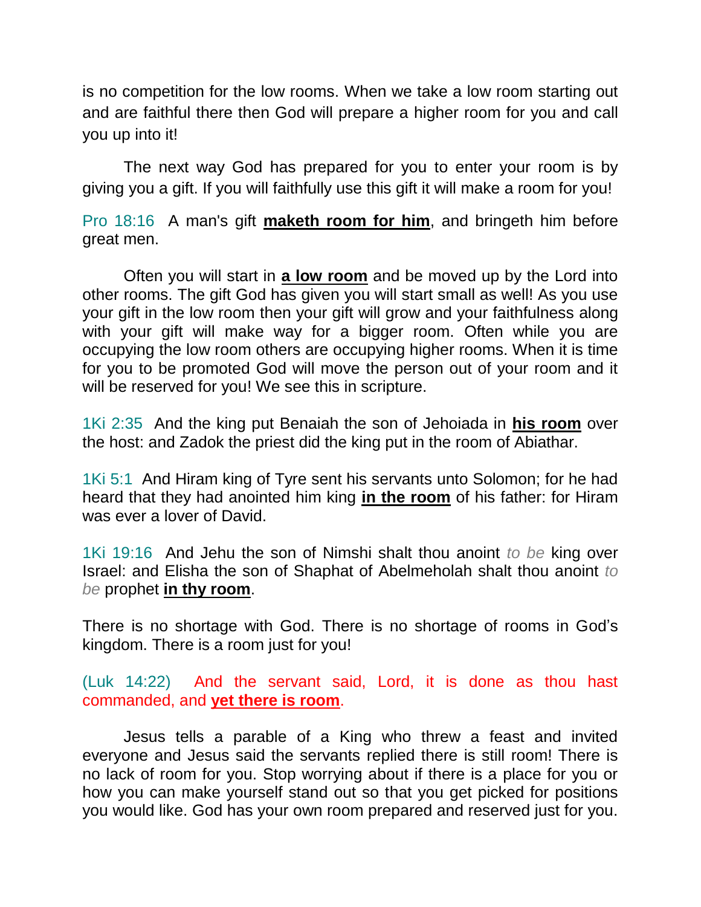is no competition for the low rooms. When we take a low room starting out and are faithful there then God will prepare a higher room for you and call you up into it!

The next way God has prepared for you to enter your room is by giving you a gift. If you will faithfully use this gift it will make a room for you!

Pro 18:16 A man's gift **maketh room for him**, and bringeth him before great men.

Often you will start in **a low room** and be moved up by the Lord into other rooms. The gift God has given you will start small as well! As you use your gift in the low room then your gift will grow and your faithfulness along with your gift will make way for a bigger room. Often while you are occupying the low room others are occupying higher rooms. When it is time for you to be promoted God will move the person out of your room and it will be reserved for you! We see this in scripture.

1Ki 2:35 And the king put Benaiah the son of Jehoiada in **his room** over the host: and Zadok the priest did the king put in the room of Abiathar.

1Ki 5:1 And Hiram king of Tyre sent his servants unto Solomon; for he had heard that they had anointed him king **in the room** of his father: for Hiram was ever a lover of David.

1Ki 19:16 And Jehu the son of Nimshi shalt thou anoint *to be* king over Israel: and Elisha the son of Shaphat of Abelmeholah shalt thou anoint *to be* prophet **in thy room**.

There is no shortage with God. There is no shortage of rooms in God's kingdom. There is a room just for you!

(Luk 14:22) And the servant said, Lord, it is done as thou hast commanded, and **yet there is room**.

Jesus tells a parable of a King who threw a feast and invited everyone and Jesus said the servants replied there is still room! There is no lack of room for you. Stop worrying about if there is a place for you or how you can make yourself stand out so that you get picked for positions you would like. God has your own room prepared and reserved just for you.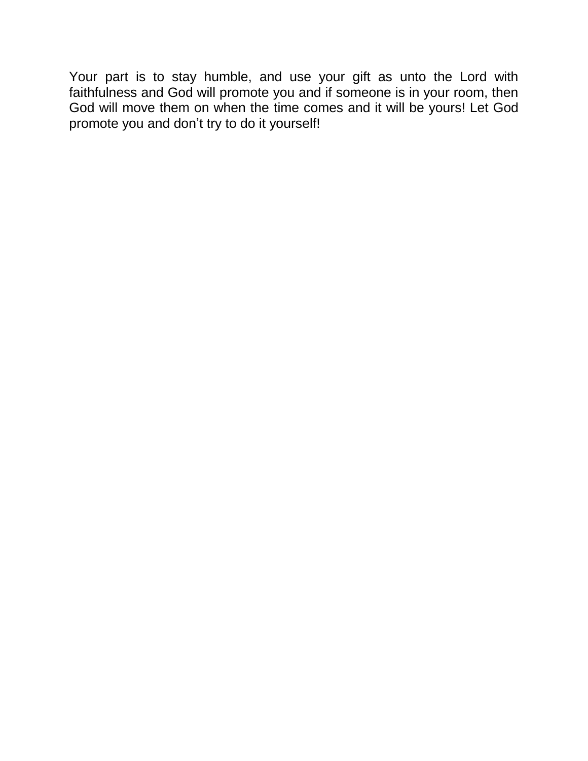Your part is to stay humble, and use your gift as unto the Lord with faithfulness and God will promote you and if someone is in your room, then God will move them on when the time comes and it will be yours! Let God promote you and don't try to do it yourself!